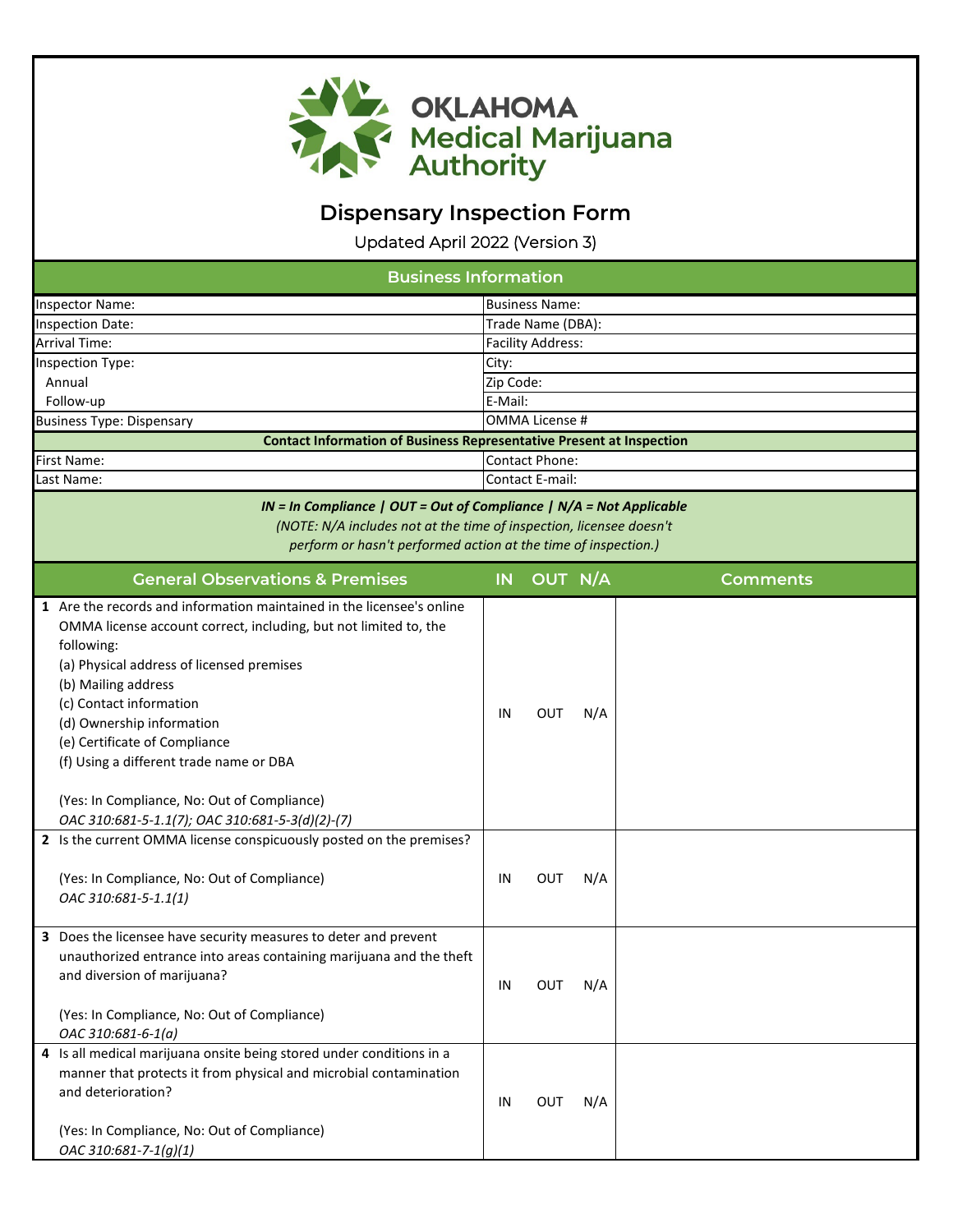OKLAHOMA Medical Marijuana Authority

# Dispensary Inspection Form

Updated April 2022 (Version 3)

## Business Information

| | |
|---|---|
| Inspector Name: | Business Name: |
| Inspection Date: | Trade Name (DBA): |
| Arrival Time: | Facility Address: |
| Inspection Type: | City: |
| Annual | Zip Code: |
| Follow-up | E-Mail: |
| Business Type: Dispensary | OMMA License # |

**Contact Information of Business Representative Present at Inspection**

| | |
|---|---|
| First Name: | Contact Phone: |
| Last Name: | Contact E-mail: |

***IN = In Compliance | OUT = Out of Compliance | N/A = Not Applicable***

*(NOTE: N/A includes not at the time of inspection, licensee doesn't perform or hasn't performed action at the time of inspection.)*

| General Observations & Premises | IN | OUT | N/A | Comments |
|---|---|---|---|---|
| **1** Are the records and information maintained in the licensee's online OMMA license account correct, including, but not limited to, the following:<br>(a) Physical address of licensed premises<br>(b) Mailing address<br>(c) Contact information<br>(d) Ownership information<br>(e) Certificate of Compliance<br>(f) Using a different trade name or DBA<br><br>(Yes: In Compliance, No: Out of Compliance)<br>*OAC 310:681-5-1.1(7); OAC 310:681-5-3(d)(2)-(7)* | IN | OUT | N/A | |
| **2** Is the current OMMA license conspicuously posted on the premises?<br><br>(Yes: In Compliance, No: Out of Compliance)<br>*OAC 310:681-5-1.1(1)* | IN | OUT | N/A | |
| **3** Does the licensee have security measures to deter and prevent unauthorized entrance into areas containing marijuana and the theft and diversion of marijuana?<br><br>(Yes: In Compliance, No: Out of Compliance)<br>*OAC 310:681-6-1(a)* | IN | OUT | N/A | |
| **4** Is all medical marijuana onsite being stored under conditions in a manner that protects it from physical and microbial contamination and deterioration?<br><br>(Yes: In Compliance, No: Out of Compliance)<br>*OAC 310:681-7-1(g)(1)* | IN | OUT | N/A | |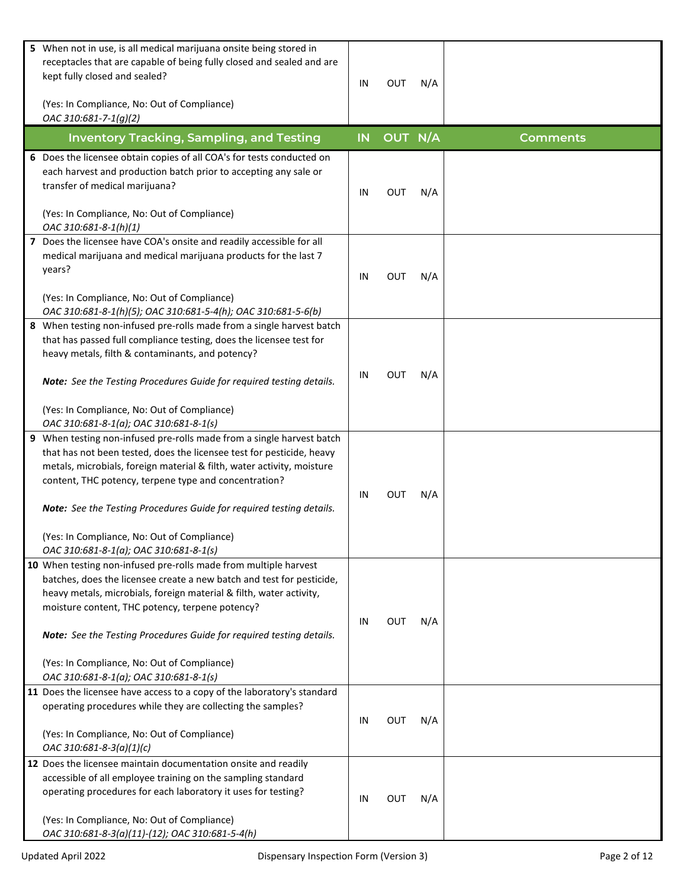| | | | | |
|---|---|---|---|---|
| 5 When not in use, is all medical marijuana onsite being stored in receptacles that are capable of being fully closed and sealed and are kept fully closed and sealed?<br><br>(Yes: In Compliance, No: Out of Compliance)<br>*OAC 310:681-7-1(g)(2)* | IN | OUT | N/A | |

| Inventory Tracking, Sampling, and Testing | IN | OUT | N/A | Comments |
|---|---|---|---|---|
| 6 Does the licensee obtain copies of all COA's for tests conducted on each harvest and production batch prior to accepting any sale or transfer of medical marijuana?<br><br>(Yes: In Compliance, No: Out of Compliance)<br>*OAC 310:681-8-1(h)(1)* | IN | OUT | N/A | |
| 7 Does the licensee have COA's onsite and readily accessible for all medical marijuana and medical marijuana products for the last 7 years?<br><br>(Yes: In Compliance, No: Out of Compliance)<br>*OAC 310:681-8-1(h)(5); OAC 310:681-5-4(h); OAC 310:681-5-6(b)* | IN | OUT | N/A | |
| 8 When testing non-infused pre-rolls made from a single harvest batch that has passed full compliance testing, does the licensee test for heavy metals, filth & contaminants, and potency?<br><br>***Note:** See the Testing Procedures Guide for required testing details.*<br><br>(Yes: In Compliance, No: Out of Compliance)<br>*OAC 310:681-8-1(a); OAC 310:681-8-1(s)* | IN | OUT | N/A | |
| 9 When testing non-infused pre-rolls made from a single harvest batch that has not been tested, does the licensee test for pesticide, heavy metals, microbials, foreign material & filth, water activity, moisture content, THC potency, terpene type and concentration?<br><br>***Note:** See the Testing Procedures Guide for required testing details.*<br><br>(Yes: In Compliance, No: Out of Compliance)<br>*OAC 310:681-8-1(a); OAC 310:681-8-1(s)* | IN | OUT | N/A | |
| 10 When testing non-infused pre-rolls made from multiple harvest batches, does the licensee create a new batch and test for pesticide, heavy metals, microbials, foreign material & filth, water activity, moisture content, THC potency, terpene potency?<br><br>***Note:** See the Testing Procedures Guide for required testing details.*<br><br>(Yes: In Compliance, No: Out of Compliance)<br>*OAC 310:681-8-1(a); OAC 310:681-8-1(s)* | IN | OUT | N/A | |
| 11 Does the licensee have access to a copy of the laboratory's standard operating procedures while they are collecting the samples?<br><br>(Yes: In Compliance, No: Out of Compliance)<br>*OAC 310:681-8-3(a)(1)(c)* | IN | OUT | N/A | |
| 12 Does the licensee maintain documentation onsite and readily accessible of all employee training on the sampling standard operating procedures for each laboratory it uses for testing?<br><br>(Yes: In Compliance, No: Out of Compliance)<br>*OAC 310:681-8-3(a)(11)-(12); OAC 310:681-5-4(h)* | IN | OUT | N/A | |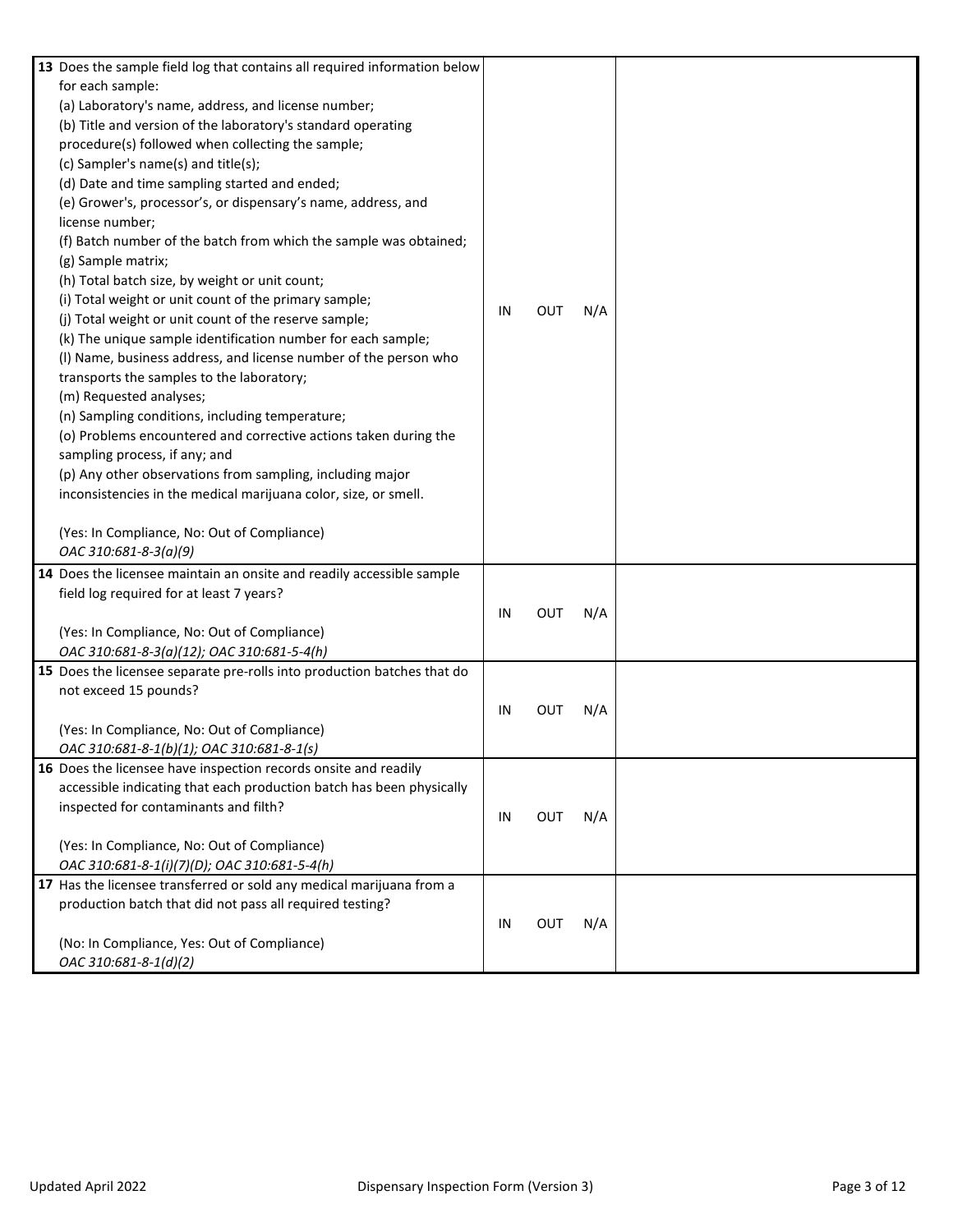| # | Question | Status | Comments |
|---|---|---|---|
| 13 | Does the sample field log that contains all required information below for each sample:<br>(a) Laboratory's name, address, and license number;<br>(b) Title and version of the laboratory's standard operating procedure(s) followed when collecting the sample;<br>(c) Sampler's name(s) and title(s);<br>(d) Date and time sampling started and ended;<br>(e) Grower's, processor's, or dispensary's name, address, and license number;<br>(f) Batch number of the batch from which the sample was obtained;<br>(g) Sample matrix;<br>(h) Total batch size, by weight or unit count;<br>(i) Total weight or unit count of the primary sample;<br>(j) Total weight or unit count of the reserve sample;<br>(k) The unique sample identification number for each sample;<br>(l) Name, business address, and license number of the person who transports the samples to the laboratory;<br>(m) Requested analyses;<br>(n) Sampling conditions, including temperature;<br>(o) Problems encountered and corrective actions taken during the sampling process, if any; and<br>(p) Any other observations from sampling, including major inconsistencies in the medical marijuana color, size, or smell.<br><br>(Yes: In Compliance, No: Out of Compliance)<br>*OAC 310:681-8-3(a)(9)* | IN OUT N/A | |
| 14 | Does the licensee maintain an onsite and readily accessible sample field log required for at least 7 years?<br><br>(Yes: In Compliance, No: Out of Compliance)<br>*OAC 310:681-8-3(a)(12); OAC 310:681-5-4(h)* | IN OUT N/A | |
| 15 | Does the licensee separate pre-rolls into production batches that do not exceed 15 pounds?<br><br>(Yes: In Compliance, No: Out of Compliance)<br>*OAC 310:681-8-1(b)(1); OAC 310:681-8-1(s)* | IN OUT N/A | |
| 16 | Does the licensee have inspection records onsite and readily accessible indicating that each production batch has been physically inspected for contaminants and filth?<br><br>(Yes: In Compliance, No: Out of Compliance)<br>*OAC 310:681-8-1(i)(7)(D); OAC 310:681-5-4(h)* | IN OUT N/A | |
| 17 | Has the licensee transferred or sold any medical marijuana from a production batch that did not pass all required testing?<br><br>(No: In Compliance, Yes: Out of Compliance)<br>*OAC 310:681-8-1(d)(2)* | IN OUT N/A | |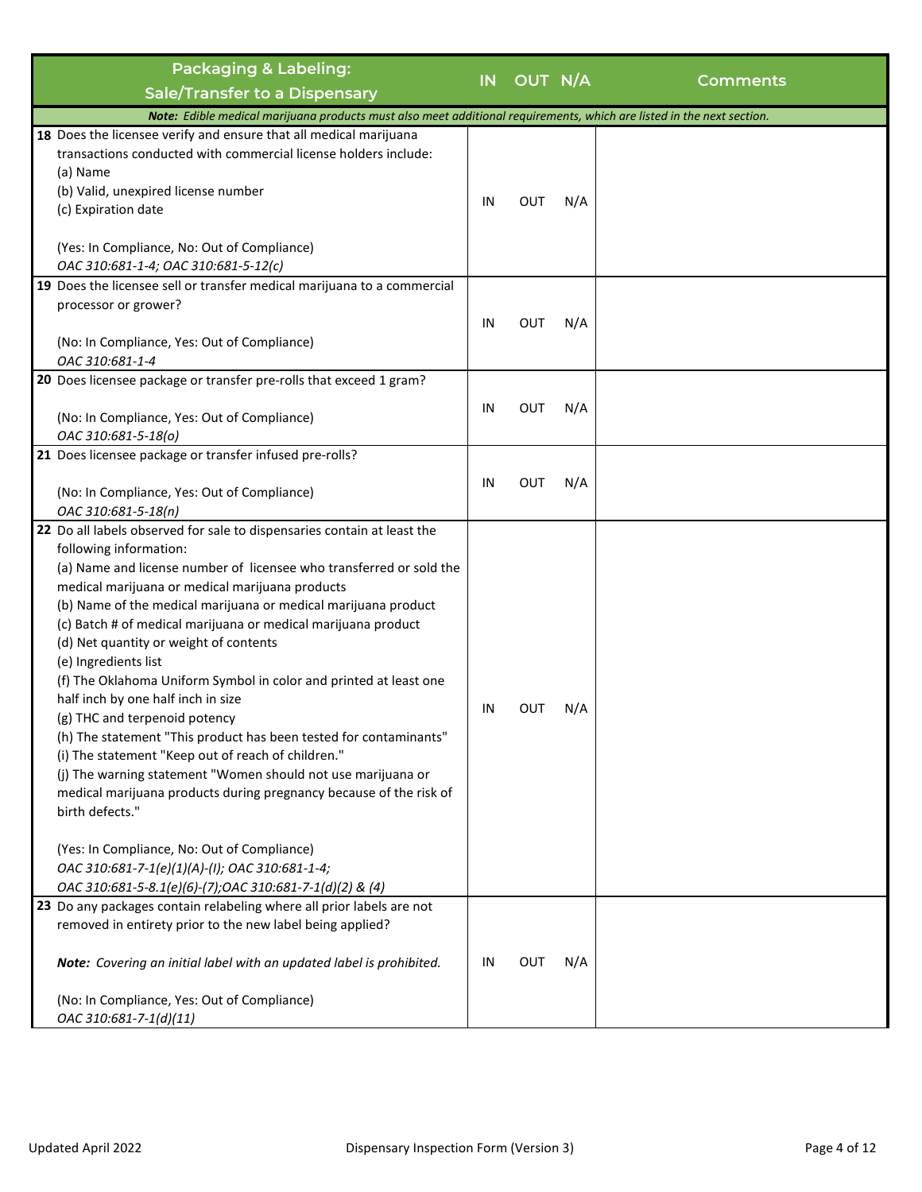| Packaging & Labeling: Sale/Transfer to a Dispensary | IN | OUT | N/A | Comments |
|---|---|---|---|---|
| ***Note:** Edible medical marijuana products must also meet additional requirements, which are listed in the next section.* | | | | |
| **18** Does the licensee verify and ensure that all medical marijuana transactions conducted with commercial license holders include:<br>(a) Name<br>(b) Valid, unexpired license number<br>(c) Expiration date<br><br>(Yes: In Compliance, No: Out of Compliance)<br>*OAC 310:681-1-4; OAC 310:681-5-12(c)* | IN | OUT | N/A | |
| **19** Does the licensee sell or transfer medical marijuana to a commercial processor or grower?<br><br>(No: In Compliance, Yes: Out of Compliance)<br>*OAC 310:681-1-4* | IN | OUT | N/A | |
| **20** Does licensee package or transfer pre-rolls that exceed 1 gram?<br><br>(No: In Compliance, Yes: Out of Compliance)<br>*OAC 310:681-5-18(o)* | IN | OUT | N/A | |
| **21** Does licensee package or transfer infused pre-rolls?<br><br>(No: In Compliance, Yes: Out of Compliance)<br>*OAC 310:681-5-18(n)* | IN | OUT | N/A | |
| **22** Do all labels observed for sale to dispensaries contain at least the following information:<br>(a) Name and license number of licensee who transferred or sold the medical marijuana or medical marijuana products<br>(b) Name of the medical marijuana or medical marijuana product<br>(c) Batch # of medical marijuana or medical marijuana product<br>(d) Net quantity or weight of contents<br>(e) Ingredients list<br>(f) The Oklahoma Uniform Symbol in color and printed at least one half inch by one half inch in size<br>(g) THC and terpenoid potency<br>(h) The statement "This product has been tested for contaminants"<br>(i) The statement "Keep out of reach of children."<br>(j) The warning statement "Women should not use marijuana or medical marijuana products during pregnancy because of the risk of birth defects."<br><br>(Yes: In Compliance, No: Out of Compliance)<br>*OAC 310:681-7-1(e)(1)(A)-(I); OAC 310:681-1-4; OAC 310:681-5-8.1(e)(6)-(7);OAC 310:681-7-1(d)(2) & (4)* | IN | OUT | N/A | |
| **23** Do any packages contain relabeling where all prior labels are not removed in entirety prior to the new label being applied?<br><br>***Note:** Covering an initial label with an updated label is prohibited.*<br><br>(No: In Compliance, Yes: Out of Compliance)<br>*OAC 310:681-7-1(d)(11)* | IN | OUT | N/A | |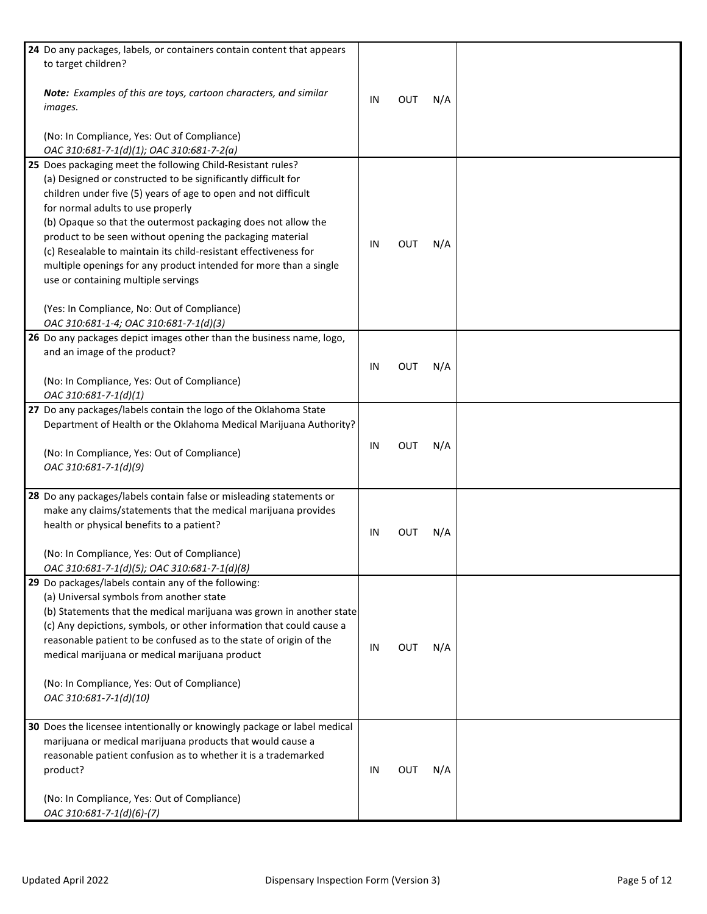| | | | |
|---|---|---|---|
| **24** Do any packages, labels, or containers contain content that appears to target children?<br><br>***Note:*** *Examples of this are toys, cartoon characters, and similar images.*<br><br>(No: In Compliance, Yes: Out of Compliance)<br>*OAC 310:681-7-1(d)(1); OAC 310:681-7-2(a)* | IN | OUT | N/A |
| **25** Does packaging meet the following Child-Resistant rules?<br>(a) Designed or constructed to be significantly difficult for children under five (5) years of age to open and not difficult for normal adults to use properly<br>(b) Opaque so that the outermost packaging does not allow the product to be seen without opening the packaging material<br>(c) Resealable to maintain its child-resistant effectiveness for multiple openings for any product intended for more than a single use or containing multiple servings<br><br>(Yes: In Compliance, No: Out of Compliance)<br>*OAC 310:681-1-4; OAC 310:681-7-1(d)(3)* | IN | OUT | N/A |
| **26** Do any packages depict images other than the business name, logo, and an image of the product?<br><br>(No: In Compliance, Yes: Out of Compliance)<br>*OAC 310:681-7-1(d)(1)* | IN | OUT | N/A |
| **27** Do any packages/labels contain the logo of the Oklahoma State Department of Health or the Oklahoma Medical Marijuana Authority?<br><br>(No: In Compliance, Yes: Out of Compliance)<br>*OAC 310:681-7-1(d)(9)* | IN | OUT | N/A |
| **28** Do any packages/labels contain false or misleading statements or make any claims/statements that the medical marijuana provides health or physical benefits to a patient?<br><br>(No: In Compliance, Yes: Out of Compliance)<br>*OAC 310:681-7-1(d)(5); OAC 310:681-7-1(d)(8)* | IN | OUT | N/A |
| **29** Do packages/labels contain any of the following:<br>(a) Universal symbols from another state<br>(b) Statements that the medical marijuana was grown in another state<br>(c) Any depictions, symbols, or other information that could cause a reasonable patient to be confused as to the state of origin of the medical marijuana or medical marijuana product<br><br>(No: In Compliance, Yes: Out of Compliance)<br>*OAC 310:681-7-1(d)(10)* | IN | OUT | N/A |
| **30** Does the licensee intentionally or knowingly package or label medical marijuana or medical marijuana products that would cause a reasonable patient confusion as to whether it is a trademarked product?<br><br>(No: In Compliance, Yes: Out of Compliance)<br>*OAC 310:681-7-1(d)(6)-(7)* | IN | OUT | N/A |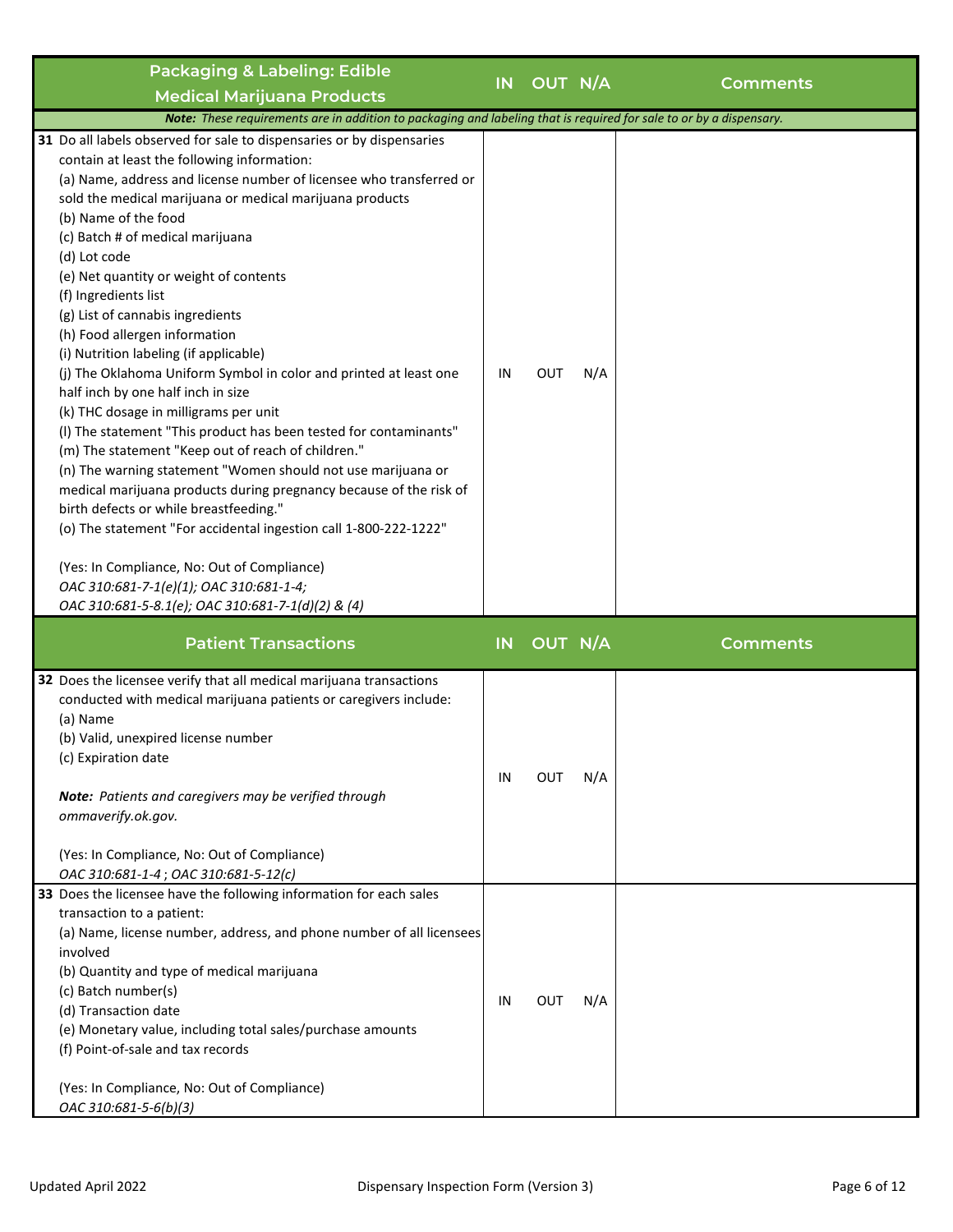| Packaging & Labeling: Edible Medical Marijuana Products | IN | OUT | N/A | Comments |
|---|---|---|---|---|
| ***Note:** These requirements are in addition to packaging and labeling that is required for sale to or by a dispensary.* | | | | |
| **31** Do all labels observed for sale to dispensaries or by dispensaries contain at least the following information:<br>(a) Name, address and license number of licensee who transferred or sold the medical marijuana or medical marijuana products<br>(b) Name of the food<br>(c) Batch # of medical marijuana<br>(d) Lot code<br>(e) Net quantity or weight of contents<br>(f) Ingredients list<br>(g) List of cannabis ingredients<br>(h) Food allergen information<br>(i) Nutrition labeling (if applicable)<br>(j) The Oklahoma Uniform Symbol in color and printed at least one half inch by one half inch in size<br>(k) THC dosage in milligrams per unit<br>(l) The statement "This product has been tested for contaminants"<br>(m) The statement "Keep out of reach of children."<br>(n) The warning statement "Women should not use marijuana or medical marijuana products during pregnancy because of the risk of birth defects or while breastfeeding."<br>(o) The statement "For accidental ingestion call 1-800-222-1222"<br><br>(Yes: In Compliance, No: Out of Compliance)<br>*OAC 310:681-7-1(e)(1); OAC 310:681-1-4;*<br>*OAC 310:681-5-8.1(e); OAC 310:681-7-1(d)(2) & (4)* | IN | OUT | N/A | |

| Patient Transactions | IN | OUT | N/A | Comments |
|---|---|---|---|---|
| **32** Does the licensee verify that all medical marijuana transactions conducted with medical marijuana patients or caregivers include:<br>(a) Name<br>(b) Valid, unexpired license number<br>(c) Expiration date<br><br>***Note:** Patients and caregivers may be verified through ommaverify.ok.gov.*<br><br>(Yes: In Compliance, No: Out of Compliance)<br>*OAC 310:681-1-4 ; OAC 310:681-5-12(c)* | IN | OUT | N/A | |
| **33** Does the licensee have the following information for each sales transaction to a patient:<br>(a) Name, license number, address, and phone number of all licensees involved<br>(b) Quantity and type of medical marijuana<br>(c) Batch number(s)<br>(d) Transaction date<br>(e) Monetary value, including total sales/purchase amounts<br>(f) Point-of-sale and tax records<br><br>(Yes: In Compliance, No: Out of Compliance)<br>*OAC 310:681-5-6(b)(3)* | IN | OUT | N/A | |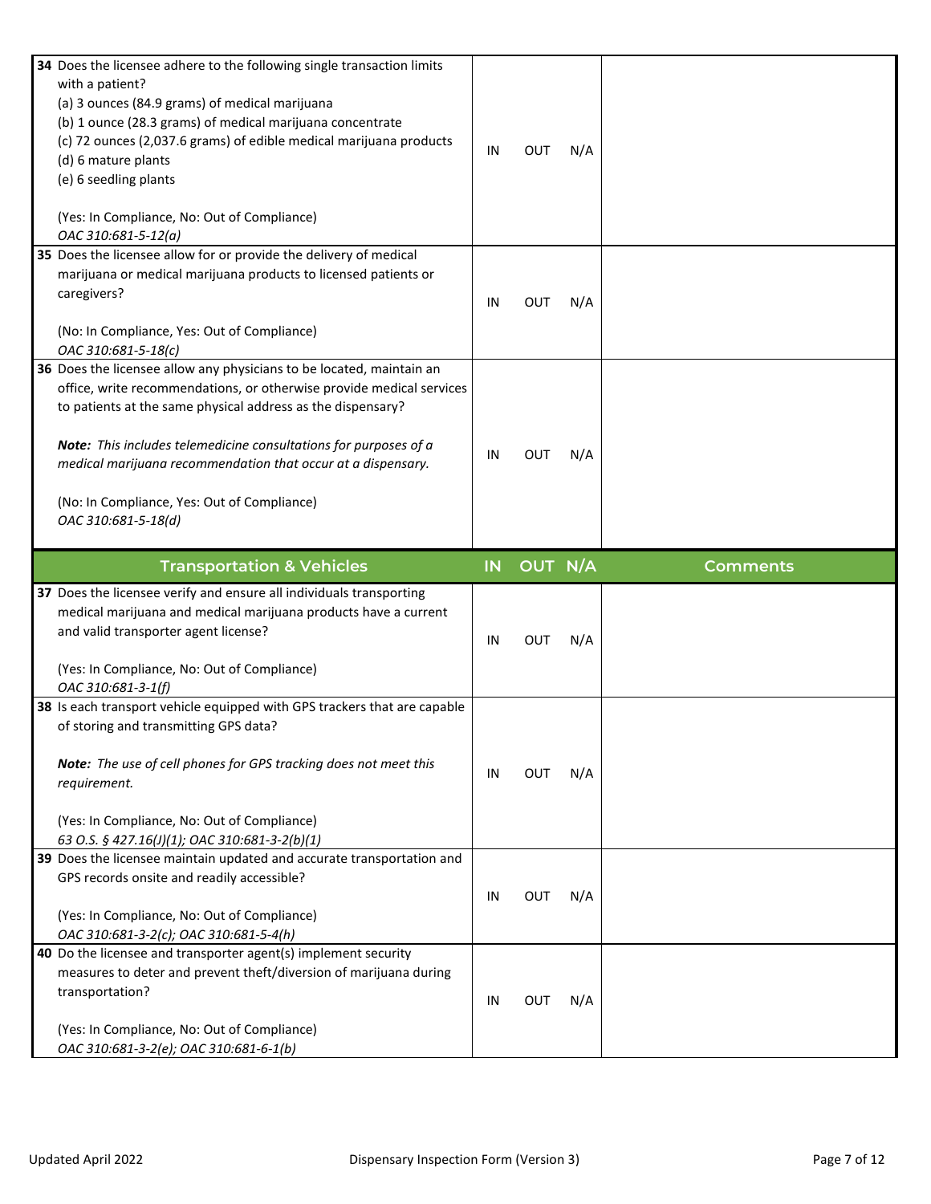| | IN | OUT | N/A | Comments |
|---|---|---|---|---|
| **34** Does the licensee adhere to the following single transaction limits with a patient?<br>(a) 3 ounces (84.9 grams) of medical marijuana<br>(b) 1 ounce (28.3 grams) of medical marijuana concentrate<br>(c) 72 ounces (2,037.6 grams) of edible medical marijuana products<br>(d) 6 mature plants<br>(e) 6 seedling plants<br><br>(Yes: In Compliance, No: Out of Compliance)<br>*OAC 310:681-5-12(a)* | IN | OUT | N/A | |
| **35** Does the licensee allow for or provide the delivery of medical marijuana or medical marijuana products to licensed patients or caregivers?<br><br>(No: In Compliance, Yes: Out of Compliance)<br>*OAC 310:681-5-18(c)* | IN | OUT | N/A | |
| **36** Does the licensee allow any physicians to be located, maintain an office, write recommendations, or otherwise provide medical services to patients at the same physical address as the dispensary?<br><br>***Note:*** *This includes telemedicine consultations for purposes of a medical marijuana recommendation that occur at a dispensary.*<br><br>(No: In Compliance, Yes: Out of Compliance)<br>*OAC 310:681-5-18(d)* | IN | OUT | N/A | |

| **Transportation & Vehicles** | **IN** | **OUT** | **N/A** | **Comments** |
|---|---|---|---|---|
| **37** Does the licensee verify and ensure all individuals transporting medical marijuana and medical marijuana products have a current and valid transporter agent license?<br><br>(Yes: In Compliance, No: Out of Compliance)<br>*OAC 310:681-3-1(f)* | IN | OUT | N/A | |
| **38** Is each transport vehicle equipped with GPS trackers that are capable of storing and transmitting GPS data?<br><br>***Note:*** *The use of cell phones for GPS tracking does not meet this requirement.*<br><br>(Yes: In Compliance, No: Out of Compliance)<br>*63 O.S. § 427.16(J)(1); OAC 310:681-3-2(b)(1)* | IN | OUT | N/A | |
| **39** Does the licensee maintain updated and accurate transportation and GPS records onsite and readily accessible?<br><br>(Yes: In Compliance, No: Out of Compliance)<br>*OAC 310:681-3-2(c); OAC 310:681-5-4(h)* | IN | OUT | N/A | |
| **40** Do the licensee and transporter agent(s) implement security measures to deter and prevent theft/diversion of marijuana during transportation?<br><br>(Yes: In Compliance, No: Out of Compliance)<br>*OAC 310:681-3-2(e); OAC 310:681-6-1(b)* | IN | OUT | N/A | |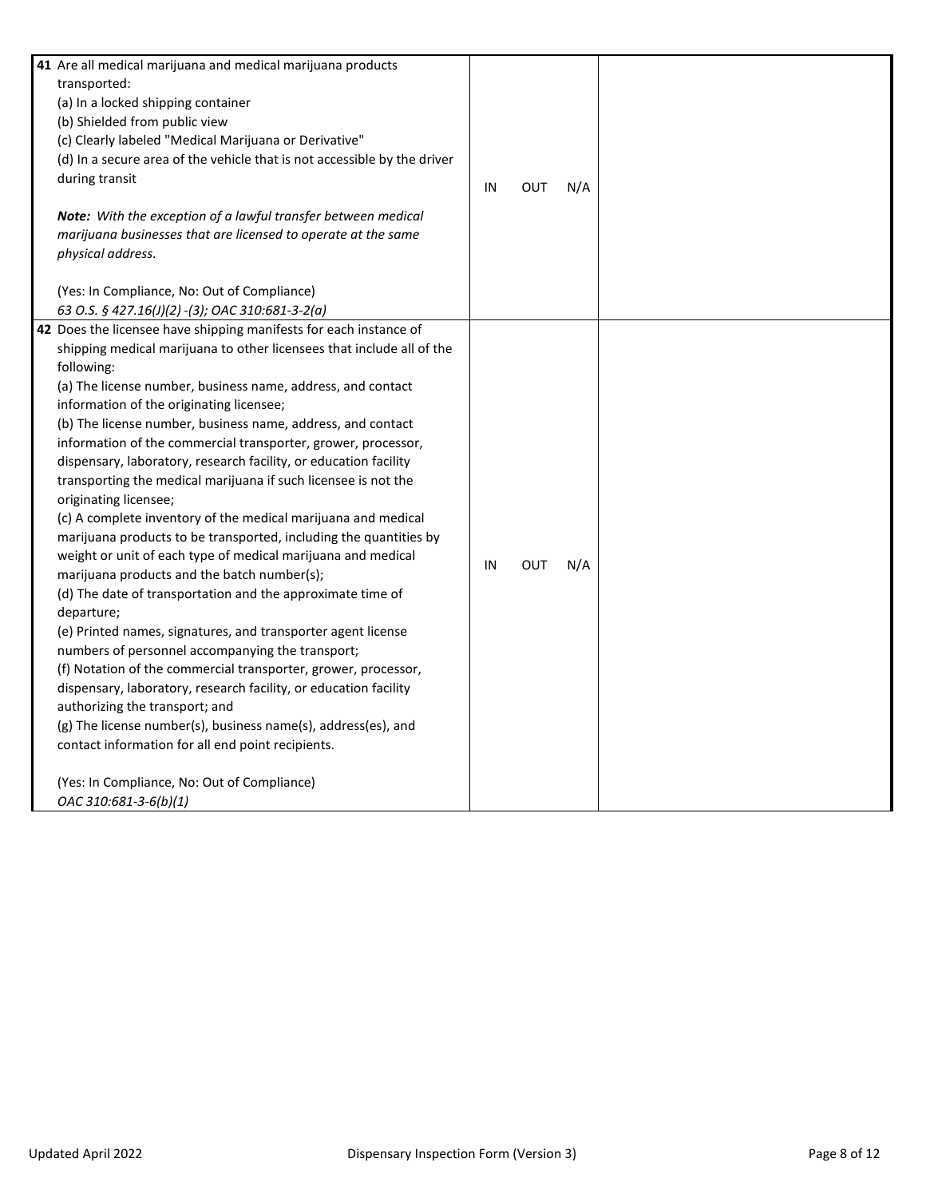| | | | | |
|---|---|---|---|---|
| **41** Are all medical marijuana and medical marijuana products transported:<br>(a) In a locked shipping container<br>(b) Shielded from public view<br>(c) Clearly labeled "Medical Marijuana or Derivative"<br>(d) In a secure area of the vehicle that is not accessible by the driver during transit<br><br>***Note:*** *With the exception of a lawful transfer between medical marijuana businesses that are licensed to operate at the same physical address.*<br><br>(Yes: In Compliance, No: Out of Compliance)<br>*63 O.S. § 427.16(J)(2) -(3); OAC 310:681-3-2(a)* | IN | OUT | N/A | |
| **42** Does the licensee have shipping manifests for each instance of shipping medical marijuana to other licensees that include all of the following:<br>(a) The license number, business name, address, and contact information of the originating licensee;<br>(b) The license number, business name, address, and contact information of the commercial transporter, grower, processor, dispensary, laboratory, research facility, or education facility transporting the medical marijuana if such licensee is not the originating licensee;<br>(c) A complete inventory of the medical marijuana and medical marijuana products to be transported, including the quantities by weight or unit of each type of medical marijuana and medical marijuana products and the batch number(s);<br>(d) The date of transportation and the approximate time of departure;<br>(e) Printed names, signatures, and transporter agent license numbers of personnel accompanying the transport;<br>(f) Notation of the commercial transporter, grower, processor, dispensary, laboratory, research facility, or education facility authorizing the transport; and<br>(g) The license number(s), business name(s), address(es), and contact information for all end point recipients.<br><br>(Yes: In Compliance, No: Out of Compliance)<br>*OAC 310:681-3-6(b)(1)* | IN | OUT | N/A | |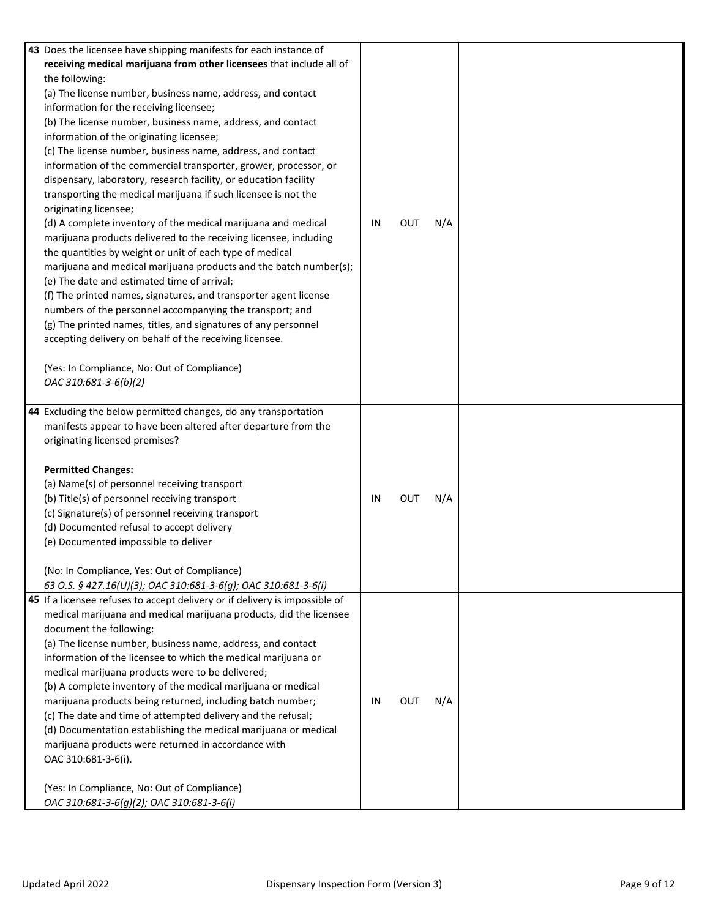| | | |
|---|---|---|
| **43** Does the licensee have shipping manifests for each instance of **receiving medical marijuana from other licensees** that include all of the following:<br>(a) The license number, business name, address, and contact information for the receiving licensee;<br>(b) The license number, business name, address, and contact information of the originating licensee;<br>(c) The license number, business name, address, and contact information of the commercial transporter, grower, processor, or dispensary, laboratory, research facility, or education facility transporting the medical marijuana if such licensee is not the originating licensee;<br>(d) A complete inventory of the medical marijuana and medical marijuana products delivered to the receiving licensee, including the quantities by weight or unit of each type of medical marijuana and medical marijuana products and the batch number(s);<br>(e) The date and estimated time of arrival;<br>(f) The printed names, signatures, and transporter agent license numbers of the personnel accompanying the transport; and<br>(g) The printed names, titles, and signatures of any personnel accepting delivery on behalf of the receiving licensee.<br><br>(Yes: In Compliance, No: Out of Compliance)<br>*OAC 310:681-3-6(b)(2)* | IN OUT N/A | |
| **44** Excluding the below permitted changes, do any transportation manifests appear to have been altered after departure from the originating licensed premises?<br><br>**Permitted Changes:**<br>(a) Name(s) of personnel receiving transport<br>(b) Title(s) of personnel receiving transport<br>(c) Signature(s) of personnel receiving transport<br>(d) Documented refusal to accept delivery<br>(e) Documented impossible to deliver<br><br>(No: In Compliance, Yes: Out of Compliance)<br>*63 O.S. § 427.16(U)(3); OAC 310:681-3-6(g); OAC 310:681-3-6(i)* | IN OUT N/A | |
| **45** If a licensee refuses to accept delivery or if delivery is impossible of medical marijuana and medical marijuana products, did the licensee document the following:<br>(a) The license number, business name, address, and contact information of the licensee to which the medical marijuana or medical marijuana products were to be delivered;<br>(b) A complete inventory of the medical marijuana or medical marijuana products being returned, including batch number;<br>(c) The date and time of attempted delivery and the refusal;<br>(d) Documentation establishing the medical marijuana or medical marijuana products were returned in accordance with OAC 310:681-3-6(i).<br><br>(Yes: In Compliance, No: Out of Compliance)<br>*OAC 310:681-3-6(g)(2); OAC 310:681-3-6(i)* | IN OUT N/A | |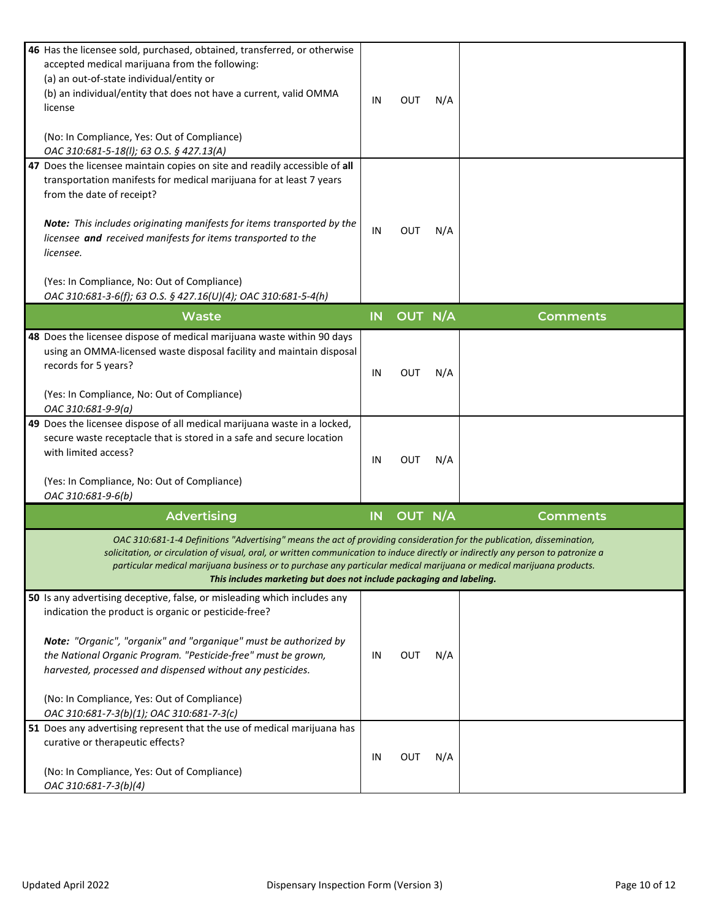| | | | | |
|---|---|---|---|---|
| **46** Has the licensee sold, purchased, obtained, transferred, or otherwise accepted medical marijuana from the following:<br>(a) an out-of-state individual/entity or<br>(b) an individual/entity that does not have a current, valid OMMA license<br><br>(No: In Compliance, Yes: Out of Compliance)<br>*OAC 310:681-5-18(l); 63 O.S. § 427.13(A)* | IN | OUT | N/A | |
| **47** Does the licensee maintain copies on site and readily accessible of **all** transportation manifests for medical marijuana for at least 7 years from the date of receipt?<br><br>***Note:*** *This includes originating manifests for items transported by the licensee **and** received manifests for items transported to the licensee.*<br><br>(Yes: In Compliance, No: Out of Compliance)<br>*OAC 310:681-3-6(f); 63 O.S. § 427.16(U)(4); OAC 310:681-5-4(h)* | IN | OUT | N/A | |

| **Waste** | **IN** | **OUT** | **N/A** | **Comments** |
|---|---|---|---|---|
| **48** Does the licensee dispose of medical marijuana waste within 90 days using an OMMA-licensed waste disposal facility and maintain disposal records for 5 years?<br><br>(Yes: In Compliance, No: Out of Compliance)<br>*OAC 310:681-9-9(a)* | IN | OUT | N/A | |
| **49** Does the licensee dispose of all medical marijuana waste in a locked, secure waste receptacle that is stored in a safe and secure location with limited access?<br><br>(Yes: In Compliance, No: Out of Compliance)<br>*OAC 310:681-9-6(b)* | IN | OUT | N/A | |

| **Advertising** | **IN** | **OUT** | **N/A** | **Comments** |
|---|---|---|---|---|
| *OAC 310:681-1-4 Definitions "Advertising" means the act of providing consideration for the publication, dissemination, solicitation, or circulation of visual, oral, or written communication to induce directly or indirectly any person to patronize a particular medical marijuana business or to purchase any particular medical marijuana or medical marijuana products.* ***This includes marketing but does not include packaging and labeling.*** | | | | |
| **50** Is any advertising deceptive, false, or misleading which includes any indication the product is organic or pesticide-free?<br><br>***Note:*** *"Organic", "organix" and "organique" must be authorized by the National Organic Program. "Pesticide-free" must be grown, harvested, processed and dispensed without any pesticides.*<br><br>(No: In Compliance, Yes: Out of Compliance)<br>*OAC 310:681-7-3(b)(1); OAC 310:681-7-3(c)* | IN | OUT | N/A | |
| **51** Does any advertising represent that the use of medical marijuana has curative or therapeutic effects?<br><br>(No: In Compliance, Yes: Out of Compliance)<br>*OAC 310:681-7-3(b)(4)* | IN | OUT | N/A | |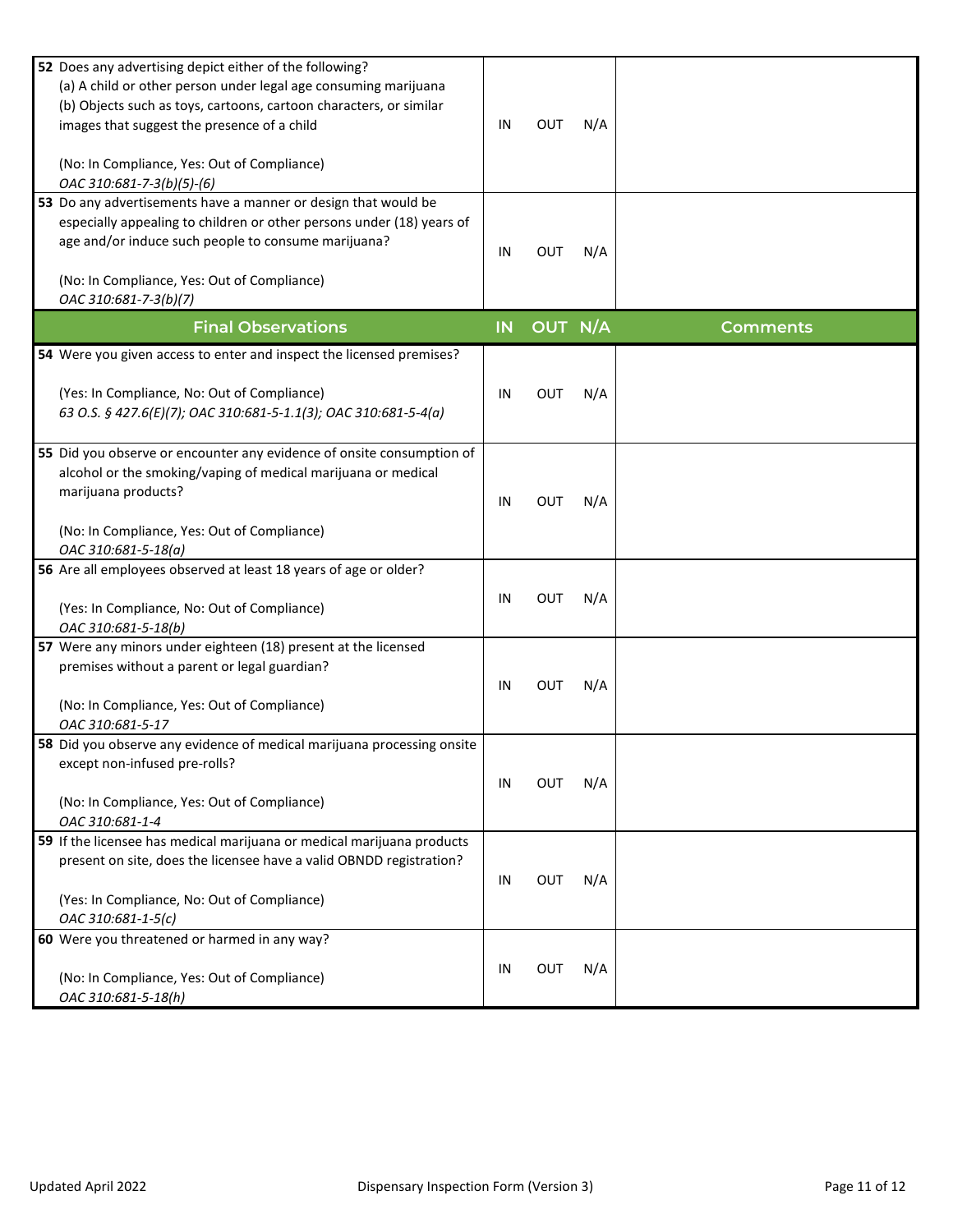| | | | | |
|---|---|---|---|---|
| **52** Does any advertising depict either of the following?<br>(a) A child or other person under legal age consuming marijuana<br>(b) Objects such as toys, cartoons, cartoon characters, or similar images that suggest the presence of a child<br><br>(No: In Compliance, Yes: Out of Compliance)<br>*OAC 310:681-7-3(b)(5)-(6)* | IN | OUT | N/A | |
| **53** Do any advertisements have a manner or design that would be especially appealing to children or other persons under (18) years of age and/or induce such people to consume marijuana?<br><br>(No: In Compliance, Yes: Out of Compliance)<br>*OAC 310:681-7-3(b)(7)* | IN | OUT | N/A | |

| **Final Observations** | **IN** | **OUT** | **N/A** | **Comments** |
|---|---|---|---|---|
| **54** Were you given access to enter and inspect the licensed premises?<br><br>(Yes: In Compliance, No: Out of Compliance)<br>*63 O.S. § 427.6(E)(7); OAC 310:681-5-1.1(3); OAC 310:681-5-4(a)* | IN | OUT | N/A | |
| **55** Did you observe or encounter any evidence of onsite consumption of alcohol or the smoking/vaping of medical marijuana or medical marijuana products?<br><br>(No: In Compliance, Yes: Out of Compliance)<br>*OAC 310:681-5-18(a)* | IN | OUT | N/A | |
| **56** Are all employees observed at least 18 years of age or older?<br><br>(Yes: In Compliance, No: Out of Compliance)<br>*OAC 310:681-5-18(b)* | IN | OUT | N/A | |
| **57** Were any minors under eighteen (18) present at the licensed premises without a parent or legal guardian?<br><br>(No: In Compliance, Yes: Out of Compliance)<br>*OAC 310:681-5-17* | IN | OUT | N/A | |
| **58** Did you observe any evidence of medical marijuana processing onsite except non-infused pre-rolls?<br><br>(No: In Compliance, Yes: Out of Compliance)<br>*OAC 310:681-1-4* | IN | OUT | N/A | |
| **59** If the licensee has medical marijuana or medical marijuana products present on site, does the licensee have a valid OBNDD registration?<br><br>(Yes: In Compliance, No: Out of Compliance)<br>*OAC 310:681-1-5(c)* | IN | OUT | N/A | |
| **60** Were you threatened or harmed in any way?<br><br>(No: In Compliance, Yes: Out of Compliance)<br>*OAC 310:681-5-18(h)* | IN | OUT | N/A | |

Updated April 2022 Dispensary Inspection Form (Version 3)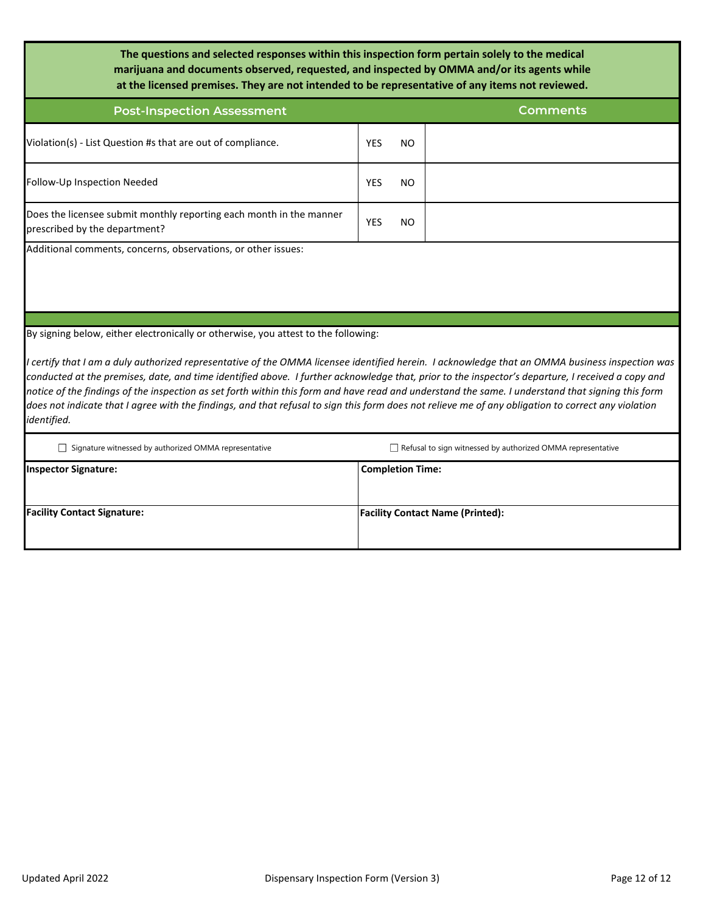**The questions and selected responses within this inspection form pertain solely to the medical marijuana and documents observed, requested, and inspected by OMMA and/or its agents while at the licensed premises. They are not intended to be representative of any items not reviewed.**

| Post-Inspection Assessment | | | Comments |
|---|---|---|---|
| Violation(s) - List Question #s that are out of compliance. | YES | NO | |
| Follow-Up Inspection Needed | YES | NO | |
| Does the licensee submit monthly reporting each month in the manner prescribed by the department? | YES | NO | |

Additional comments, concerns, observations, or other issues:

By signing below, either electronically or otherwise, you attest to the following:

*I certify that I am a duly authorized representative of the OMMA licensee identified herein. I acknowledge that an OMMA business inspection was conducted at the premises, date, and time identified above. I further acknowledge that, prior to the inspector's departure, I received a copy and notice of the findings of the inspection as set forth within this form and have read and understand the same. I understand that signing this form does not indicate that I agree with the findings, and that refusal to sign this form does not relieve me of any obligation to correct any violation identified.*

| | |
|---|---|
| ☐ Signature witnessed by authorized OMMA representative | ☐ Refusal to sign witnessed by authorized OMMA representative |
| **Inspector Signature:** | **Completion Time:** |
| **Facility Contact Signature:** | **Facility Contact Name (Printed):** |

Updated April 2022 — Dispensary Inspection Form (Version 3)